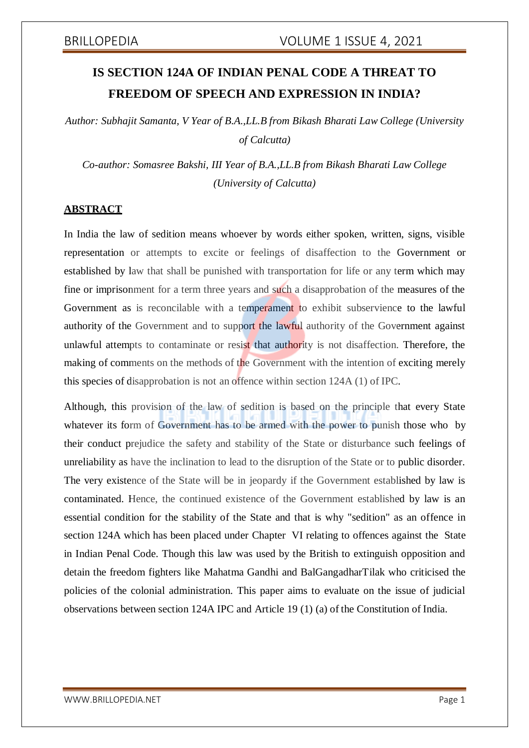# IS SECTION 124A OF INDIAN PENAL CODE A THREAT TO FREEDOM OF SPEECH AND EXPRESSION IN INDIA?

*Author: Subhajit Samanta, V Year of B.A.,LL.B from Bikash Bharati Law College (University of Calcutta)*

*Co-author: Somasree Bakshi, III Year of B.A.,LL.B from Bikash Bharati Law College (University of Calcutta)*

## ABSTRACT

In India the law of sedition means whoever by words either spoken, written, signs, visible representation or attempts to excite or feelings of disaffection to the Government or established by law that shall be punished with transportation for life or any term which may fine or imprisonment for a term three years and such a disapprobation of the measures of the Government as is reconcilable with a temperament to exhibit subservience to the lawful authority of the Government and to support the lawful authority of the Government against unlawful attempts to contaminate or resist that authority is not disaffection. Therefore, the making of comments on the methods of the Government with the intention of exciting merely this species of disapprobation is not an offence within section 124A (1) of IPC.

Although, this provision of the law of sedition is based on the principle that every State whatever its form of Government has to be armed with the power to punish those who by their conduct prejudice the safety and stability of the State or disturbance such feelings of unreliability as have the inclination to lead to the disruption of the State or to public disorder. The very existence of the State will be in jeopardy if the Government established by law is contaminated. Hence, the continued existence of the Government established by law is an essential condition for the stability of the State and that is why "sedition" as an offence in section 124A which has been placed under Chapter VI relating to offences against the State in Indian Penal Code. Though this law was used by the British to extinguish opposition and detain the freedom fighters like Mahatma Gandhi and BalGangadharTilak who criticised the policies of the colonial administration. This paper aims to evaluate on the issue of judicial observations between section 124A IPC and Article 19 (1) (a) of the Constitution of India.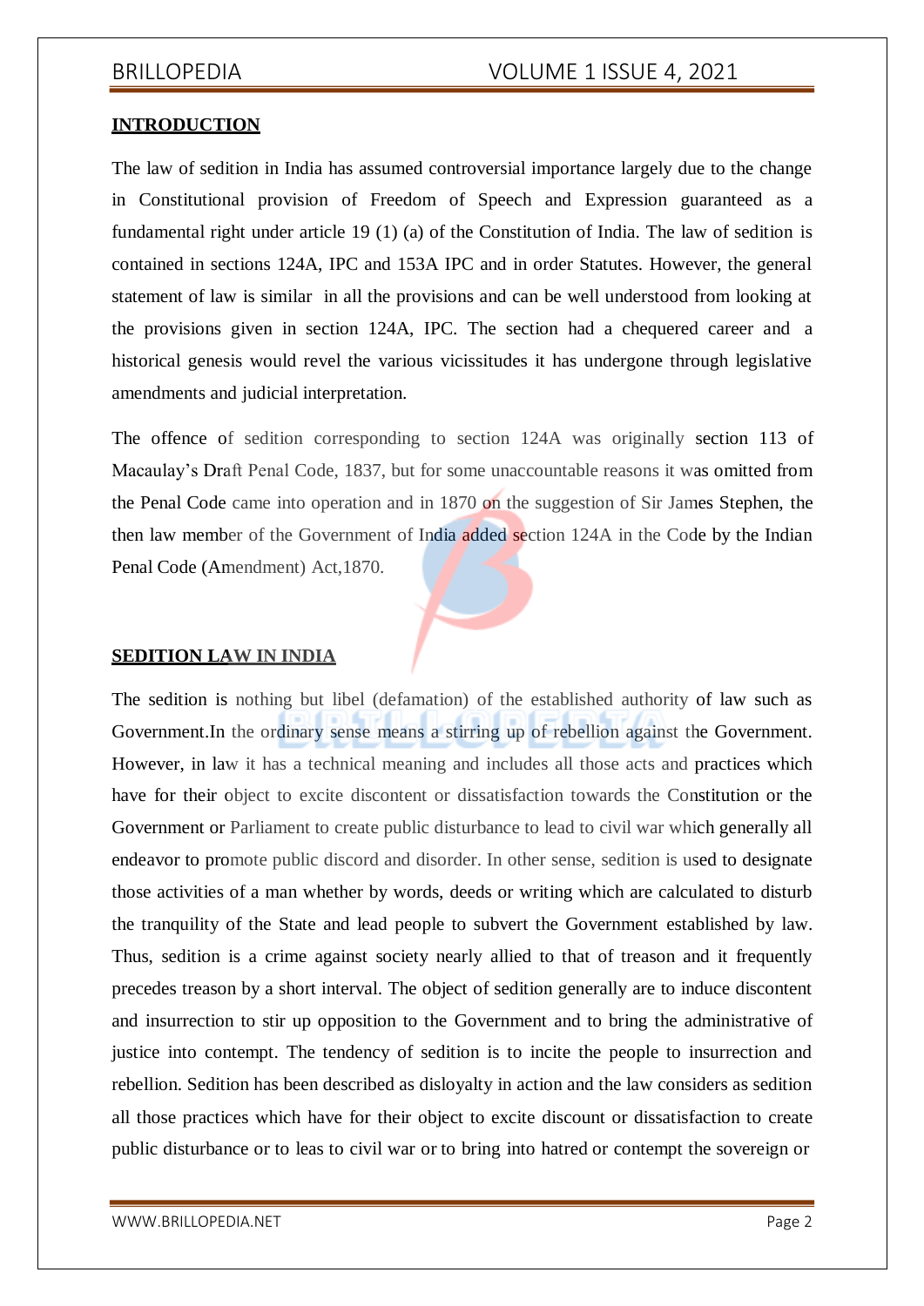## INTRODUCTION

The law of sedition in India has assumed controversial importance largely due to the change in Constitutional provision of Freedom of Speech and Expression guaranteed as a fundamental right under article 19 (1) (a) of the Constitution of India. The law of sedition is contained in sections 124A, IPC and 153A IPC and in order Statutes. However, the general statement of law is similar in all the provisions and can be well understood from looking at the provisions given in section 124A, IPC. The section had a chequered career and a historical genesis would revel the various vicissitudes it has undergone through legislative amendments and judicial interpretation.

The offence of sedition corresponding to section 124A was originally section 113 of Macaulay's Draft Penal Code, 1837, but for some unaccountable reasons it was omitted from the Penal Code came into operation and in 1870 on the suggestion of Sir James Stephen, the then law member of the Government of India added section 124A in the Code by the Indian Penal Code (Amendment) Act,1870.

## SEDITION LAW IN INDIA

The sedition is nothing but libel (defamation) of the established authority of law such as Government.In the ordinary sense means a stirring up of rebellion against the Government. However, in law it has a technical meaning and includes all those acts and practices which have for their object to excite discontent or dissatisfaction towards the Constitution or the Government or Parliament to create public disturbance to lead to civil war which generally all endeavor to promote public discord and disorder. In other sense, sedition is used to designate those activities of a man whether by words, deeds or writing which are calculated to disturb the tranquility of the State and lead people to subvert the Government established by law. Thus, sedition is a crime against society nearly allied to that of treason and it frequently precedes treason by a short interval. The object of sedition generally are to induce discontent and insurrection to stir up opposition to the Government and to bring the administrative of justice into contempt. The tendency of sedition is to incite the people to insurrection and rebellion. Sedition has been described as disloyalty in action and the law considers as sedition all those practices which have for their object to excite discount or dissatisfaction to create public disturbance or to leas to civil war or to bring into hatred or contempt the sovereign or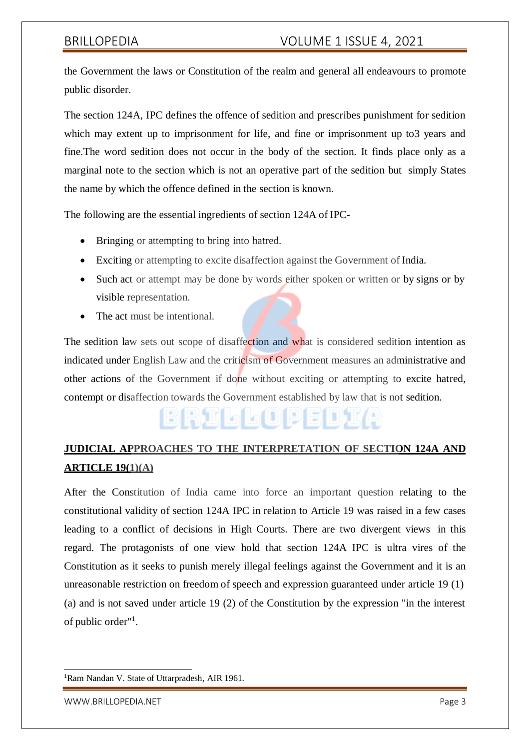the Government the laws or Constitution of the realm and general all endeavours to promote public disorder.

The section 124A, IPC defines the offence of sedition and prescribes punishment for sedition which may extent up to imprisonment for life, and fine or imprisonment up to3 years and fine.The word sedition does not occur in the body of the section. It finds place only as a marginal note to the section which is not an operative part of the sedition but simply States the name by which the offence defined in the section is known.

The following are the essential ingredients of section 124A of IPC-

- Bringing or attempting to bring into hatred.
- Exciting or attempting to excite disaffection against the Government of India.
- Such act or attempt may be done by words either spoken or written or by signs or by visible representation.
- The act must be intentional.

The sedition law sets out scope of disaffection and what is considered sedition intention as indicated under English Law and the criticism of Government measures an administrative and other actions of the Government if done without exciting or attempting to excite hatred, contempt or disaffection towards the Government established by law that is not sedition.

## JUDICIAL APPROACHES TO THE INTERPRETATION OF SECTION 124A AND ARTICLE 19(1)(A)

After the Constitution of India came into force an important question relating to the constitutional validity of section 124A IPC in relation to Article 19 was raised in a few cases leading to a conflict of decisions in High Courts. There are two divergent views in this regard. The protagonists of one view hold that section 124A IPC is ultra vires of the Constitution as it seeks to punish merely illegal feelings against the Government and it is an unreasonable restriction on freedom of speech and expression guaranteed under article 19 (1) (a) and is not saved under article 19 (2) of the Constitution by the expression "in the interest of public order"[1].

---

[1] Ram Nandan V. State of Uttarpradesh, AIR 1961.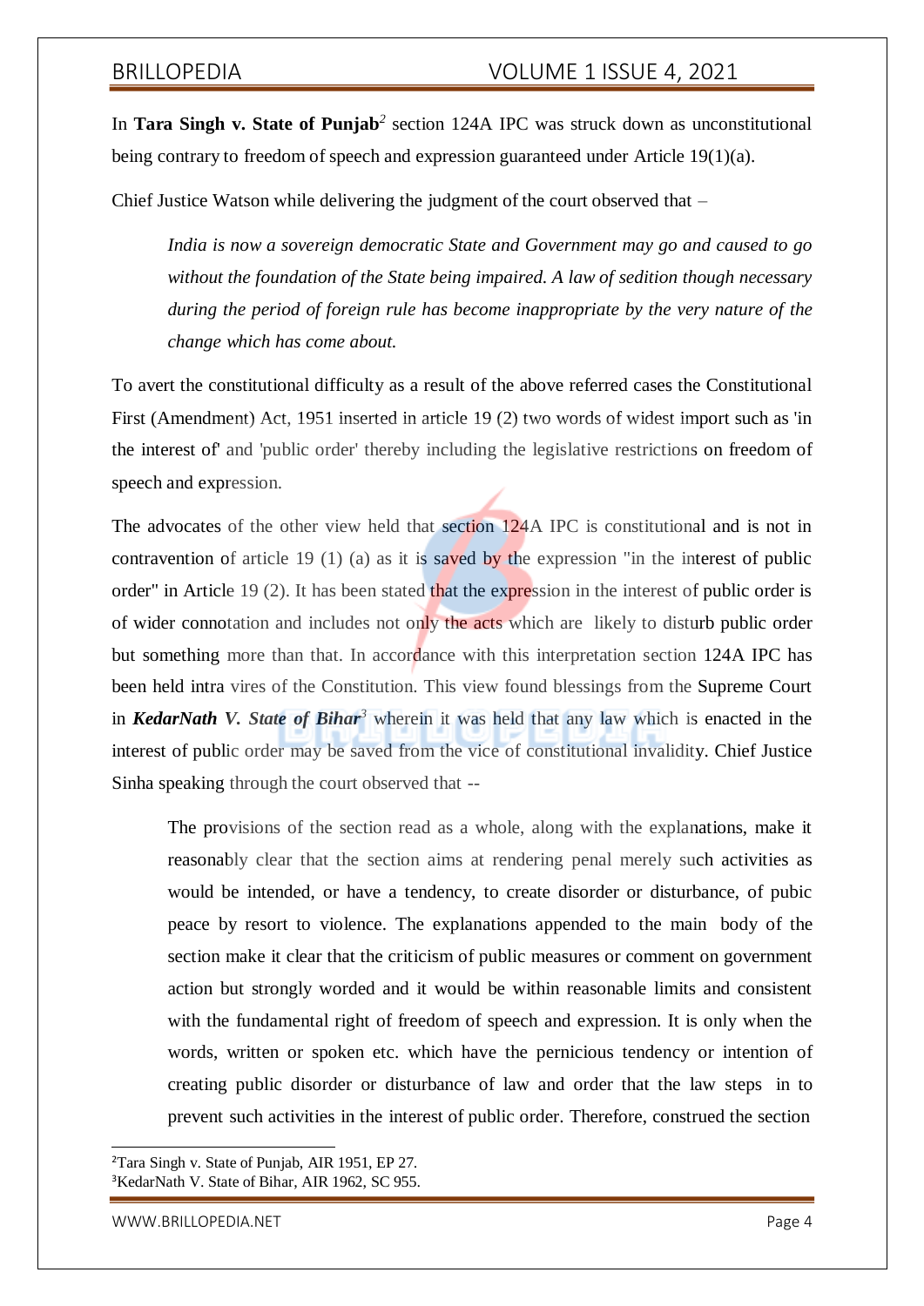In **Tara Singh v. State of Punjab**[2] section 124A IPC was struck down as unconstitutional being contrary to freedom of speech and expression guaranteed under Article 19(1)(a).

Chief Justice Watson while delivering the judgment of the court observed that –

> *India is now a sovereign democratic State and Government may go and caused to go without the foundation of the State being impaired. A law of sedition though necessary during the period of foreign rule has become inappropriate by the very nature of the change which has come about.*

To avert the constitutional difficulty as a result of the above referred cases the Constitutional First (Amendment) Act, 1951 inserted in article 19 (2) two words of widest import such as 'in the interest of' and 'public order' thereby including the legislative restrictions on freedom of speech and expression.

The advocates of the other view held that section 124A IPC is constitutional and is not in contravention of article 19 (1) (a) as it is saved by the expression "in the interest of public order" in Article 19 (2). It has been stated that the expression in the interest of public order is of wider connotation and includes not only the acts which are likely to disturb public order but something more than that. In accordance with this interpretation section 124A IPC has been held intra vires of the Constitution. This view found blessings from the Supreme Court in ***KedarNath V. State of Bihar***[3] wherein it was held that any law which is enacted in the interest of public order may be saved from the vice of constitutional invalidity. Chief Justice Sinha speaking through the court observed that --

> The provisions of the section read as a whole, along with the explanations, make it reasonably clear that the section aims at rendering penal merely such activities as would be intended, or have a tendency, to create disorder or disturbance, of pubic peace by resort to violence. The explanations appended to the main body of the section make it clear that the criticism of public measures or comment on government action but strongly worded and it would be within reasonable limits and consistent with the fundamental right of freedom of speech and expression. It is only when the words, written or spoken etc. which have the pernicious tendency or intention of creating public disorder or disturbance of law and order that the law steps in to prevent such activities in the interest of public order. Therefore, construed the section

---

[2] Tara Singh v. State of Punjab, AIR 1951, EP 27.

[3] KedarNath V. State of Bihar, AIR 1962, SC 955.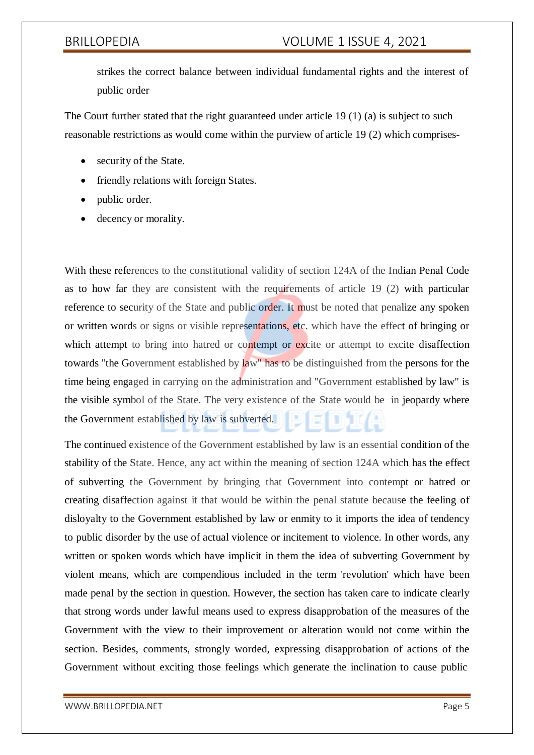strikes the correct balance between individual fundamental rights and the interest of public order

The Court further stated that the right guaranteed under article 19 (1) (a) is subject to such reasonable restrictions as would come within the purview of article 19 (2) which comprises-

- security of the State.
- friendly relations with foreign States.
- public order.
- decency or morality.

With these references to the constitutional validity of section 124A of the Indian Penal Code as to how far they are consistent with the requirements of article 19 (2) with particular reference to security of the State and public order. It must be noted that penalize any spoken or written words or signs or visible representations, etc. which have the effect of bringing or which attempt to bring into hatred or contempt or excite or attempt to excite disaffection towards "the Government established by law" has to be distinguished from the persons for the time being engaged in carrying on the administration and "Government established by law" is the visible symbol of the State. The very existence of the State would be in jeopardy where the Government established by law is subverted.

The continued existence of the Government established by law is an essential condition of the stability of the State. Hence, any act within the meaning of section 124A which has the effect of subverting the Government by bringing that Government into contempt or hatred or creating disaffection against it that would be within the penal statute because the feeling of disloyalty to the Government established by law or enmity to it imports the idea of tendency to public disorder by the use of actual violence or incitement to violence. In other words, any written or spoken words which have implicit in them the idea of subverting Government by violent means, which are compendious included in the term 'revolution' which have been made penal by the section in question. However, the section has taken care to indicate clearly that strong words under lawful means used to express disapprobation of the measures of the Government with the view to their improvement or alteration would not come within the section. Besides, comments, strongly worded, expressing disapprobation of actions of the Government without exciting those feelings which generate the inclination to cause public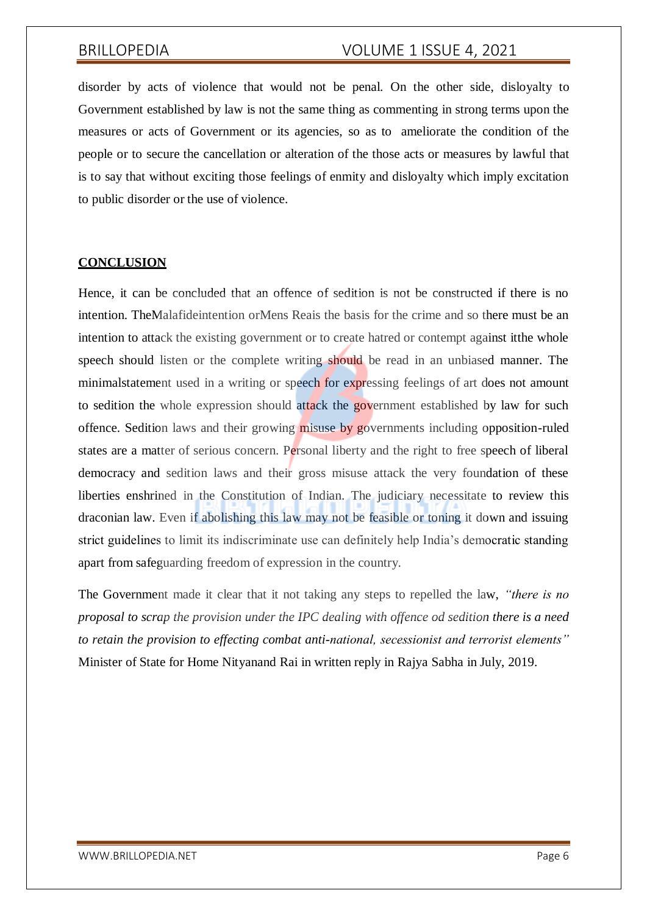disorder by acts of violence that would not be penal. On the other side, disloyalty to Government established by law is not the same thing as commenting in strong terms upon the measures or acts of Government or its agencies, so as to ameliorate the condition of the people or to secure the cancellation or alteration of the those acts or measures by lawful that is to say that without exciting those feelings of enmity and disloyalty which imply excitation to public disorder or the use of violence.

## **CONCLUSION**

Hence, it can be concluded that an offence of sedition is not be constructed if there is no intention. TheMalafideintention orMens Reais the basis for the crime and so there must be an intention to attack the existing government or to create hatred or contempt against itthe whole speech should listen or the complete writing should be read in an unbiased manner. The minimalstatement used in a writing or speech for expressing feelings of art does not amount to sedition the whole expression should attack the government established by law for such offence. Sedition laws and their growing misuse by governments including opposition-ruled states are a matter of serious concern. Personal liberty and the right to free speech of liberal democracy and sedition laws and their gross misuse attack the very foundation of these liberties enshrined in the Constitution of Indian. The judiciary necessitate to review this draconian law. Even if abolishing this law may not be feasible or toning it down and issuing strict guidelines to limit its indiscriminate use can definitely help India's democratic standing apart from safeguarding freedom of expression in the country.

The Government made it clear that it not taking any steps to repelled the law, *"there is no proposal to scrap the provision under the IPC dealing with offence od sedition there is a need to retain the provision to effecting combat anti-national, secessionist and terrorist elements"* Minister of State for Home Nityanand Rai in written reply in Rajya Sabha in July, 2019.